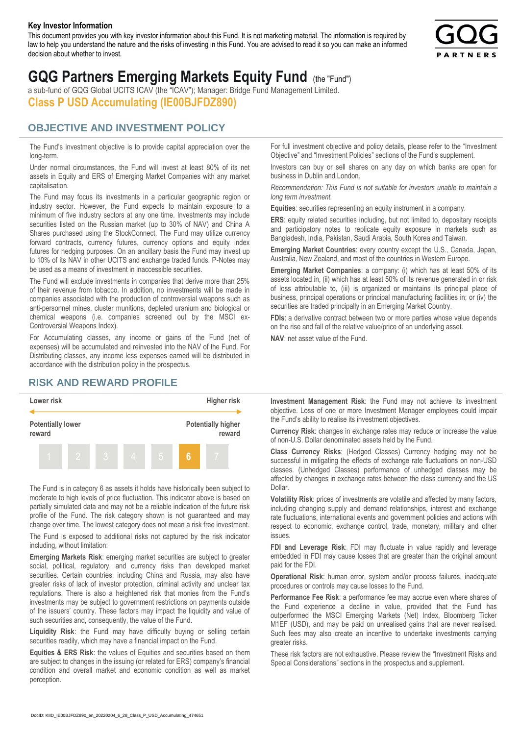**Key Investor Information**

This document provides you with key investor information about this Fund. It is not marketing material. The information is required by law to help you understand the nature and the risks of investing in this Fund. You are advised to read it so you can make an informed decision about whether to invest.

# GQG Partners Emerging Markets Equity Fund (the "Fund")

a sub-fund of GQG Global UCITS ICAV (the "ICAV"); Manager: Bridge Fund Management Limited.

**Class P USD Accumulating (IE00BJFDZ890)**

## OBJECTIVE AND INVESTMENT POLICY

The Fund's investment objective is to provide capital appreciation over the long-term.

Under normal circumstances, the Fund will invest at least 80% of its net assets in Equity and ERS of Emerging Market Companies with any market capitalisation.

The Fund may focus its investments in a particular geographic region or industry sector. However, the Fund expects to maintain exposure to a minimum of five industry sectors at any one time. Investments may include securities listed on the Russian market (up to 30% of NAV) and China A Shares purchased using the StockConnect. The Fund may utilize currency forward contracts, currency futures, currency options and equity index futures for hedging purposes. On an ancillary basis the Fund may invest up to 10% of its NAV in other UCITS and exchange traded funds. P-Notes may be used as a means of investment in inaccessible securities.

The Fund will exclude investments in companies that derive more than 25% of their revenue from tobacco. In addition, no investments will be made in companies associated with the production of controversial weapons such as anti-personnel mines, cluster munitions, depleted uranium and biological or chemical weapons (i.e. companies screened out by the MSCI ex-Controversial Weapons Index).

For Accumulating classes, any income or gains of the Fund (net of expenses) will be accumulated and reinvested into the NAV of the Fund. For Distributing classes, any income less expenses earned will be distributed in accordance with the distribution policy in the prospectus.

For full investment objective and policy details, please refer to the "Investment Objective" and "Investment Policies" sections of the Fund's supplement.

Investors can buy or sell shares on any day on which banks are open for business in Dublin and London.

*Recommendation: This Fund is not suitable for investors unable to maintain a long term investment.*

**Equities**: securities representing an equity instrument in a company.

**ERS**: equity related securities including, but not limited to, depositary receipts and participatory notes to replicate equity exposure in markets such as Bangladesh, India, Pakistan, Saudi Arabia, South Korea and Taiwan.

**Emerging Market Countries**: every country except the U.S., Canada, Japan, Australia, New Zealand, and most of the countries in Western Europe.

**Emerging Market Companies**: a company: (i) which has at least 50% of its assets located in, (ii) which has at least 50% of its revenue generated in or risk of loss attributable to, (iii) is organized or maintains its principal place of business, principal operations or principal manufacturing facilities in; or (iv) the securities are traded principally in an Emerging Market Country.

**FDIs**: a derivative contract between two or more parties whose value depends on the rise and fall of the relative value/price of an underlying asset.

**NAV**: net asset value of the Fund.

## RISK AND REWARD PROFILE

| Lower risk | | | | | | Higher risk |
|---|---|---|---|---|---|---|
| Potentially lower reward | | | | | | Potentially higher reward |
| 1 | 2 | 3 | 4 | 5 | **6** | 7 |

The Fund is in category 6 as assets it holds have historically been subject to moderate to high levels of price fluctuation. This indicator above is based on partially simulated data and may not be a reliable indication of the future risk profile of the Fund. The risk category shown is not guaranteed and may change over time. The lowest category does not mean a risk free investment.

The Fund is exposed to additional risks not captured by the risk indicator including, without limitation:

**Emerging Markets Risk**: emerging market securities are subject to greater social, political, regulatory, and currency risks than developed market securities. Certain countries, including China and Russia, may also have greater risks of lack of investor protection, criminal activity and unclear tax regulations. There is also a heightened risk that monies from the Fund's investments may be subject to government restrictions on payments outside of the issuers' country. These factors may impact the liquidity and value of such securities and, consequently, the value of the Fund.

**Liquidity Risk**: the Fund may have difficulty buying or selling certain securities readily, which may have a financial impact on the Fund.

**Equities & ERS Risk**: the values of Equities and securities based on them are subject to changes in the issuing (or related for ERS) company's financial condition and overall market and economic condition as well as market perception.

**Investment Management Risk**: the Fund may not achieve its investment objective. Loss of one or more Investment Manager employees could impair the Fund's ability to realise its investment objectives.

**Currency Risk**: changes in exchange rates may reduce or increase the value of non-U.S. Dollar denominated assets held by the Fund.

**Class Currency Risks**: (Hedged Classes) Currency hedging may not be successful in mitigating the effects of exchange rate fluctuations on non-USD classes. (Unhedged Classes) performance of unhedged classes may be affected by changes in exchange rates between the class currency and the US Dollar.

**Volatility Risk**: prices of investments are volatile and affected by many factors, including changing supply and demand relationships, interest and exchange rate fluctuations, international events and government policies and actions with respect to economic, exchange control, trade, monetary, military and other issues.

**FDI and Leverage Risk**: FDI may fluctuate in value rapidly and leverage embedded in FDI may cause losses that are greater than the original amount paid for the FDI.

**Operational Risk**: human error, system and/or process failures, inadequate procedures or controls may cause losses to the Fund.

**Performance Fee Risk**: a performance fee may accrue even where shares of the Fund experience a decline in value, provided that the Fund has outperformed the MSCI Emerging Markets (Net) Index, Bloomberg Ticker M1EF (USD), and may be paid on unrealised gains that are never realised. Such fees may also create an incentive to undertake investments carrying greater risks.

These risk factors are not exhaustive. Please review the "Investment Risks and Special Considerations" sections in the prospectus and supplement.

DocID: KIID_IE00BJFDZ890_en_20220204_6_28_Class_P_USD_Accumulating_474651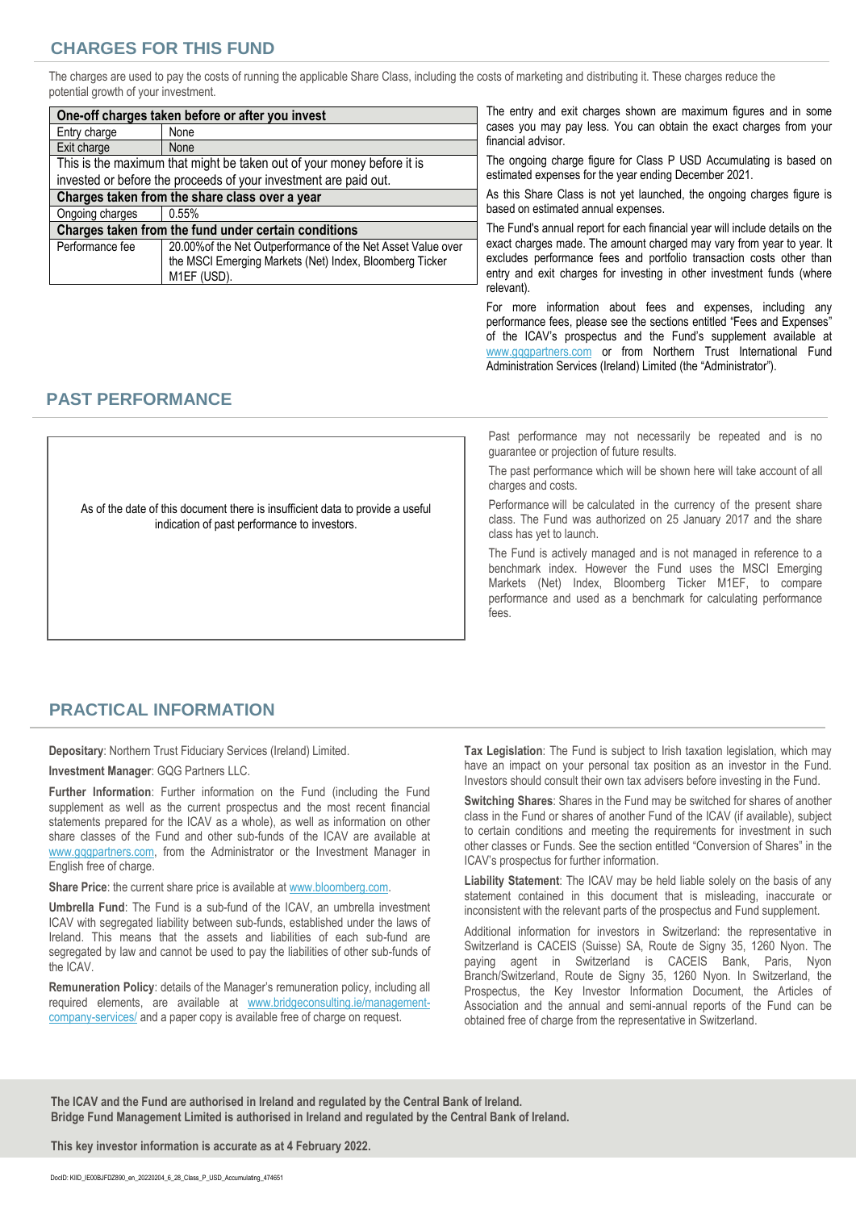## CHARGES FOR THIS FUND

The charges are used to pay the costs of running the applicable Share Class, including the costs of marketing and distributing it. These charges reduce the potential growth of your investment.

| One-off charges taken before or after you invest | |
|---|---|
| Entry charge | None |
| Exit charge | None |
| This is the maximum that might be taken out of your money before it is invested or before the proceeds of your investment are paid out. | |
| **Charges taken from the share class over a year** | |
| Ongoing charges | 0.55% |
| **Charges taken from the fund under certain conditions** | |
| Performance fee | 20.00%of the Net Outperformance of the Net Asset Value over the MSCI Emerging Markets (Net) Index, Bloomberg Ticker M1EF (USD). |

The entry and exit charges shown are maximum figures and in some cases you may pay less. You can obtain the exact charges from your financial advisor.

The ongoing charge figure for Class P USD Accumulating is based on estimated expenses for the year ending December 2021.

As this Share Class is not yet launched, the ongoing charges figure is based on estimated annual expenses.

The Fund's annual report for each financial year will include details on the exact charges made. The amount charged may vary from year to year. It excludes performance fees and portfolio transaction costs other than entry and exit charges for investing in other investment funds (where relevant).

For more information about fees and expenses, including any performance fees, please see the sections entitled "Fees and Expenses" of the ICAV's prospectus and the Fund's supplement available at www.gqgpartners.com or from Northern Trust International Fund Administration Services (Ireland) Limited (the "Administrator").

## PAST PERFORMANCE

As of the date of this document there is insufficient data to provide a useful indication of past performance to investors.

Past performance may not necessarily be repeated and is no guarantee or projection of future results.

The past performance which will be shown here will take account of all charges and costs.

Performance will be calculated in the currency of the present share class. The Fund was authorized on 25 January 2017 and the share class has yet to launch.

The Fund is actively managed and is not managed in reference to a benchmark index. However the Fund uses the MSCI Emerging Markets (Net) Index, Bloomberg Ticker M1EF, to compare performance and used as a benchmark for calculating performance fees.

## PRACTICAL INFORMATION

**Depositary**: Northern Trust Fiduciary Services (Ireland) Limited.

**Investment Manager**: GQG Partners LLC.

**Further Information**: Further information on the Fund (including the Fund supplement as well as the current prospectus and the most recent financial statements prepared for the ICAV as a whole), as well as information on other share classes of the Fund and other sub-funds of the ICAV are available at www.gqgpartners.com, from the Administrator or the Investment Manager in English free of charge.

**Share Price**: the current share price is available at www.bloomberg.com.

**Umbrella Fund**: The Fund is a sub-fund of the ICAV, an umbrella investment ICAV with segregated liability between sub-funds, established under the laws of Ireland. This means that the assets and liabilities of each sub-fund are segregated by law and cannot be used to pay the liabilities of other sub-funds of the ICAV.

**Remuneration Policy**: details of the Manager's remuneration policy, including all required elements, are available at www.bridgeconsulting.ie/management-company-services/ and a paper copy is available free of charge on request.

**Tax Legislation**: The Fund is subject to Irish taxation legislation, which may have an impact on your personal tax position as an investor in the Fund. Investors should consult their own tax advisers before investing in the Fund.

**Switching Shares**: Shares in the Fund may be switched for shares of another class in the Fund or shares of another Fund of the ICAV (if available), subject to certain conditions and meeting the requirements for investment in such other classes or Funds. See the section entitled "Conversion of Shares" in the ICAV's prospectus for further information.

**Liability Statement**: The ICAV may be held liable solely on the basis of any statement contained in this document that is misleading, inaccurate or inconsistent with the relevant parts of the prospectus and Fund supplement.

Additional information for investors in Switzerland: the representative in Switzerland is CACEIS (Suisse) SA, Route de Signy 35, 1260 Nyon. The paying agent in Switzerland is CACEIS Bank, Paris, Nyon Branch/Switzerland, Route de Signy 35, 1260 Nyon. In Switzerland, the Prospectus, the Key Investor Information Document, the Articles of Association and the annual and semi-annual reports of the Fund can be obtained free of charge from the representative in Switzerland.

**The ICAV and the Fund are authorised in Ireland and regulated by the Central Bank of Ireland.**
**Bridge Fund Management Limited is authorised in Ireland and regulated by the Central Bank of Ireland.**

**This key investor information is accurate as at 4 February 2022.**